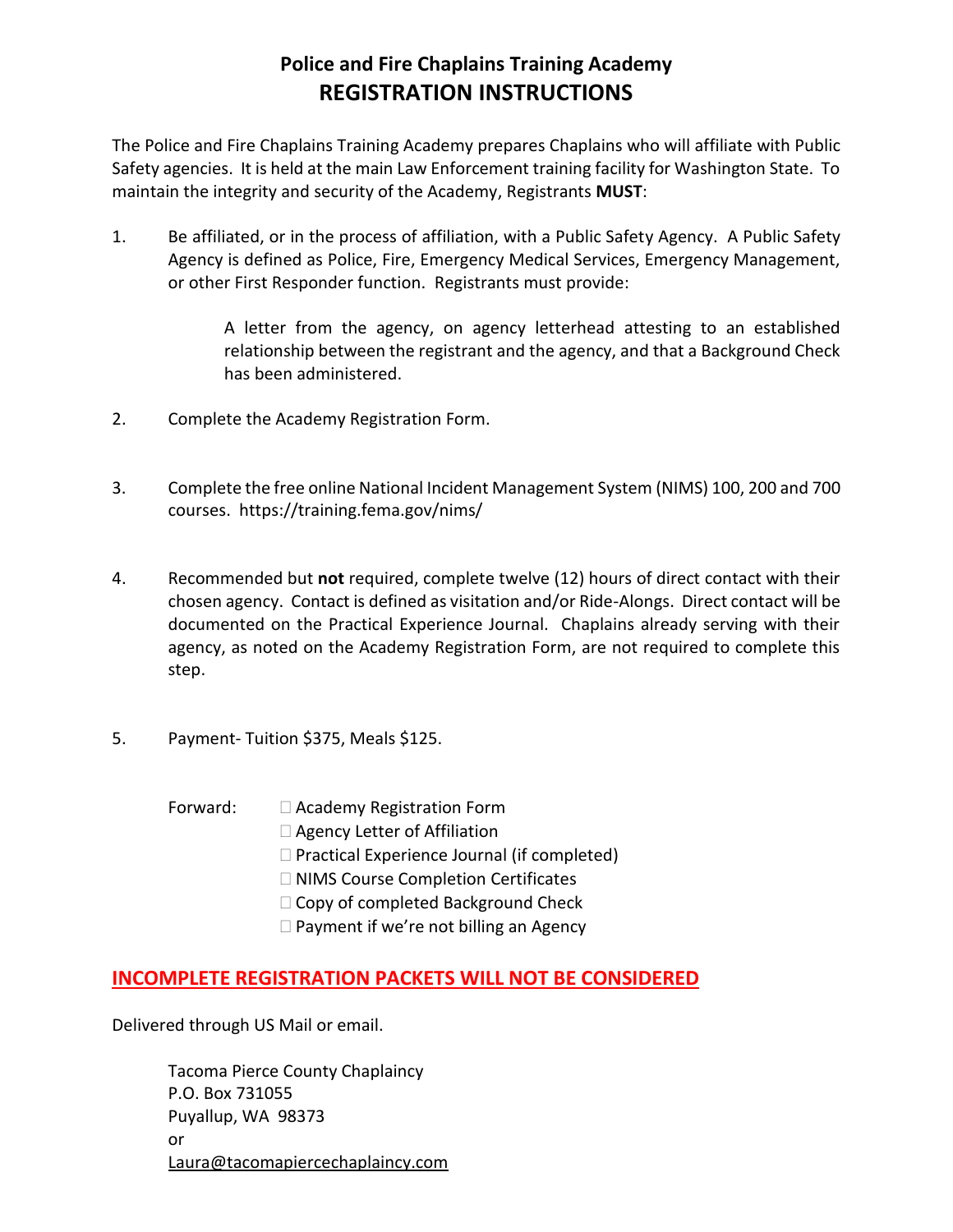# Police and Fire Chaplains Training Academy
## REGISTRATION INSTRUCTIONS

The Police and Fire Chaplains Training Academy prepares Chaplains who will affiliate with Public Safety agencies. It is held at the main Law Enforcement training facility for Washington State. To maintain the integrity and security of the Academy, Registrants **MUST**:

1. Be affiliated, or in the process of affiliation, with a Public Safety Agency. A Public Safety Agency is defined as Police, Fire, Emergency Medical Services, Emergency Management, or other First Responder function. Registrants must provide:

   A letter from the agency, on agency letterhead attesting to an established relationship between the registrant and the agency, and that a Background Check has been administered.

2. Complete the Academy Registration Form.

3. Complete the free online National Incident Management System (NIMS) 100, 200 and 700 courses. https://training.fema.gov/nims/

4. Recommended but **not** required, complete twelve (12) hours of direct contact with their chosen agency. Contact is defined as visitation and/or Ride-Alongs. Direct contact will be documented on the Practical Experience Journal. Chaplains already serving with their agency, as noted on the Academy Registration Form, are not required to complete this step.

5. Payment- Tuition $375, Meals $125.

Forward:
- ☐ Academy Registration Form
- ☐ Agency Letter of Affiliation
- ☐ Practical Experience Journal (if completed)
- ☐ NIMS Course Completion Certificates
- ☐ Copy of completed Background Check
- ☐ Payment if we're not billing an Agency

**INCOMPLETE REGISTRATION PACKETS WILL NOT BE CONSIDERED**

Delivered through US Mail or email.

Tacoma Pierce County Chaplaincy
P.O. Box 731055
Puyallup, WA 98373
or
Laura@tacomapiercechaplaincy.com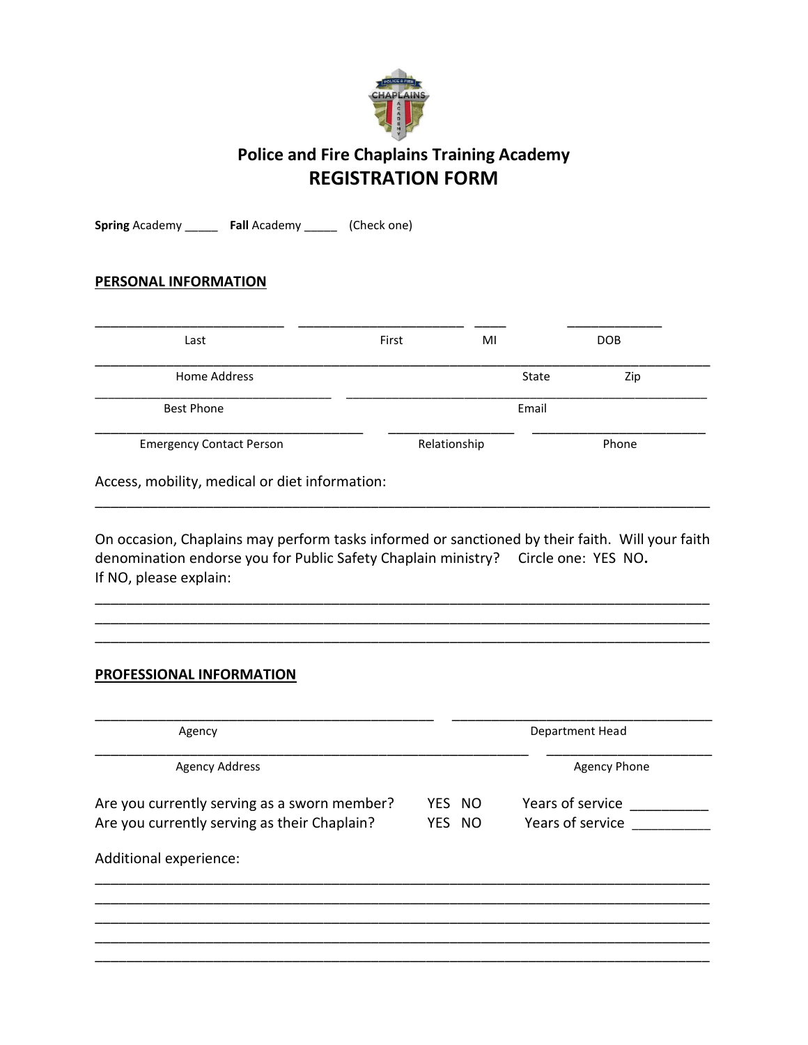# Police and Fire Chaplains Training Academy

## REGISTRATION FORM

**Spring** Academy _____ **Fall** Academy _____ (Check one)

**PERSONAL INFORMATION**

_________________________ _____________________ ____ ____________

Last First MI DOB

_______________________________________________________________________________

Home Address State Zip

_______________________________ _______________________________________________

Best Phone Email

___________________________________ ________________ _______________________

Emergency Contact Person Relationship Phone

Access, mobility, medical or diet information:

_______________________________________________________________________________

On occasion, Chaplains may perform tasks informed or sanctioned by their faith. Will your faith denomination endorse you for Public Safety Chaplain ministry? Circle one: YES NO**.**

If NO, please explain:

_______________________________________________________________________________

_______________________________________________________________________________

_______________________________________________________________________________

**PROFESSIONAL INFORMATION**

____________________________________________ __________________________________

Agency Department Head

_________________________________________________________ ______________________

Agency Address Agency Phone

Are you currently serving as a sworn member? YES NO Years of service __________

Are you currently serving as their Chaplain? YES NO Years of service __________

Additional experience:

_______________________________________________________________________________

_______________________________________________________________________________

_______________________________________________________________________________

_______________________________________________________________________________

_______________________________________________________________________________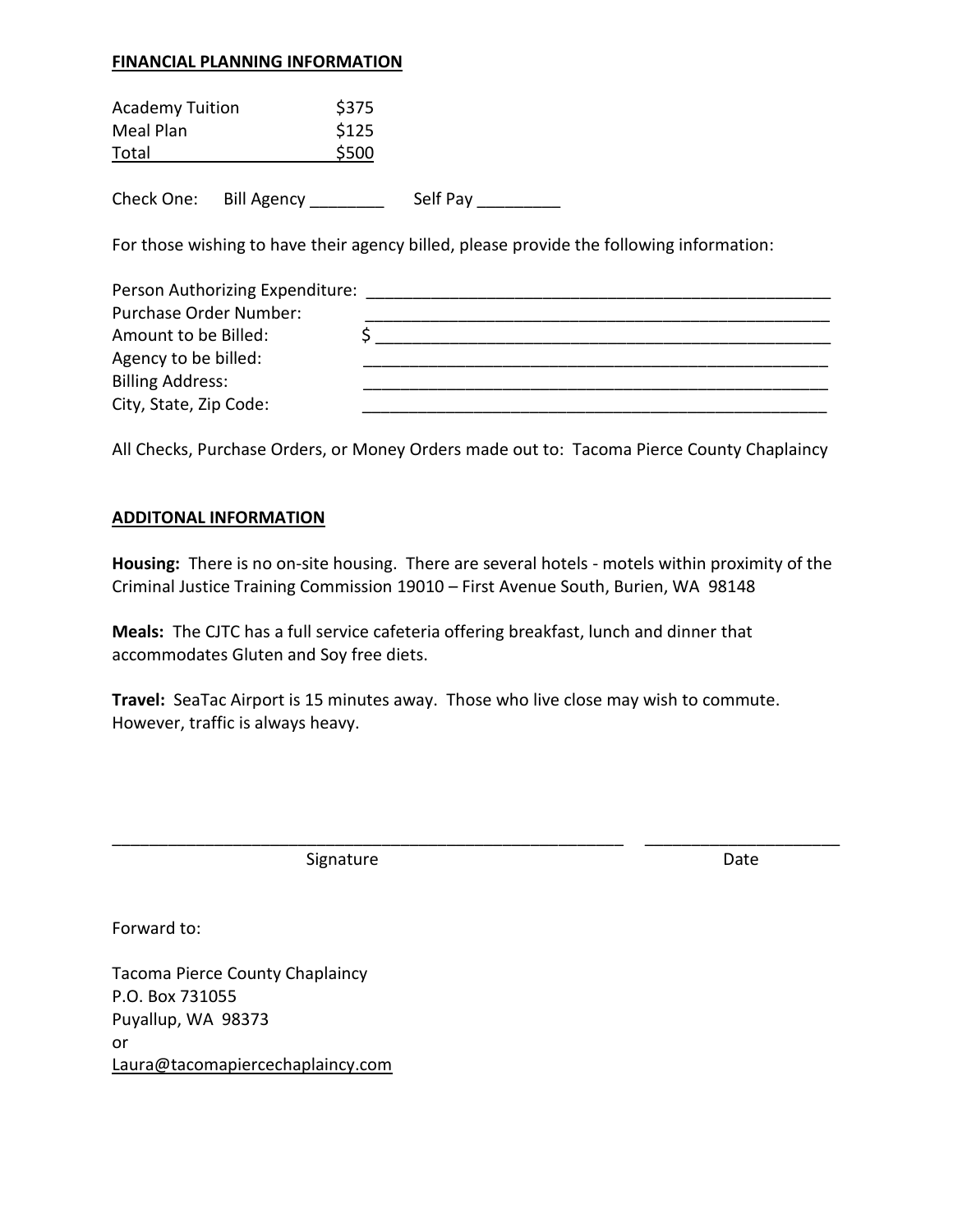**FINANCIAL PLANNING INFORMATION**

| Item | Cost |
|---|---|
| Academy Tuition | $375 |
| Meal Plan | $125 |
| Total | $500 |

Check One: Bill Agency ________ Self Pay _________

For those wishing to have their agency billed, please provide the following information:

Person Authorizing Expenditure: ____________________________________________________

Purchase Order Number: ____________________________________________________

Amount to be Billed: $ ___________________________________________________

Agency to be billed: ____________________________________________________

Billing Address: ____________________________________________________

City, State, Zip Code: ____________________________________________________

All Checks, Purchase Orders, or Money Orders made out to: Tacoma Pierce County Chaplaincy

**ADDITONAL INFORMATION**

**Housing:** There is no on-site housing. There are several hotels - motels within proximity of the Criminal Justice Training Commission 19010 – First Avenue South, Burien, WA 98148

**Meals:** The CJTC has a full service cafeteria offering breakfast, lunch and dinner that accommodates Gluten and Soy free diets.

**Travel:** SeaTac Airport is 15 minutes away. Those who live close may wish to commute. However, traffic is always heavy.

_________________________________________________________ ____________________

Signature Date

Forward to:

Tacoma Pierce County Chaplaincy
P.O. Box 731055
Puyallup, WA 98373
or
Laura@tacomapiercechaplaincy.com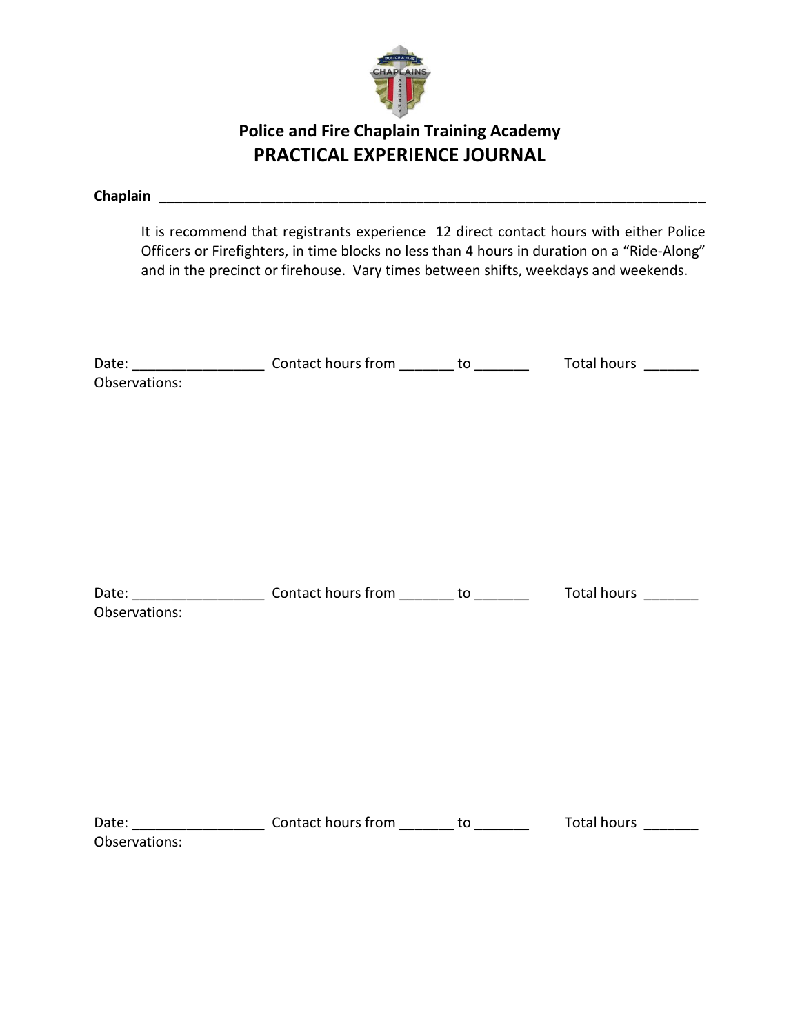## Police and Fire Chaplain Training Academy

# PRACTICAL EXPERIENCE JOURNAL

**Chaplain** ______________________________________________________________________

It is recommend that registrants experience 12 direct contact hours with either Police Officers or Firefighters, in time blocks no less than 4 hours in duration on a "Ride-Along" and in the precinct or firehouse. Vary times between shifts, weekdays and weekends.

Date: _________________ Contact hours from _______ to _______ Total hours _______

Observations:

Date: _________________ Contact hours from _______ to _______ Total hours _______

Observations:

Date: _________________ Contact hours from _______ to _______ Total hours _______

Observations: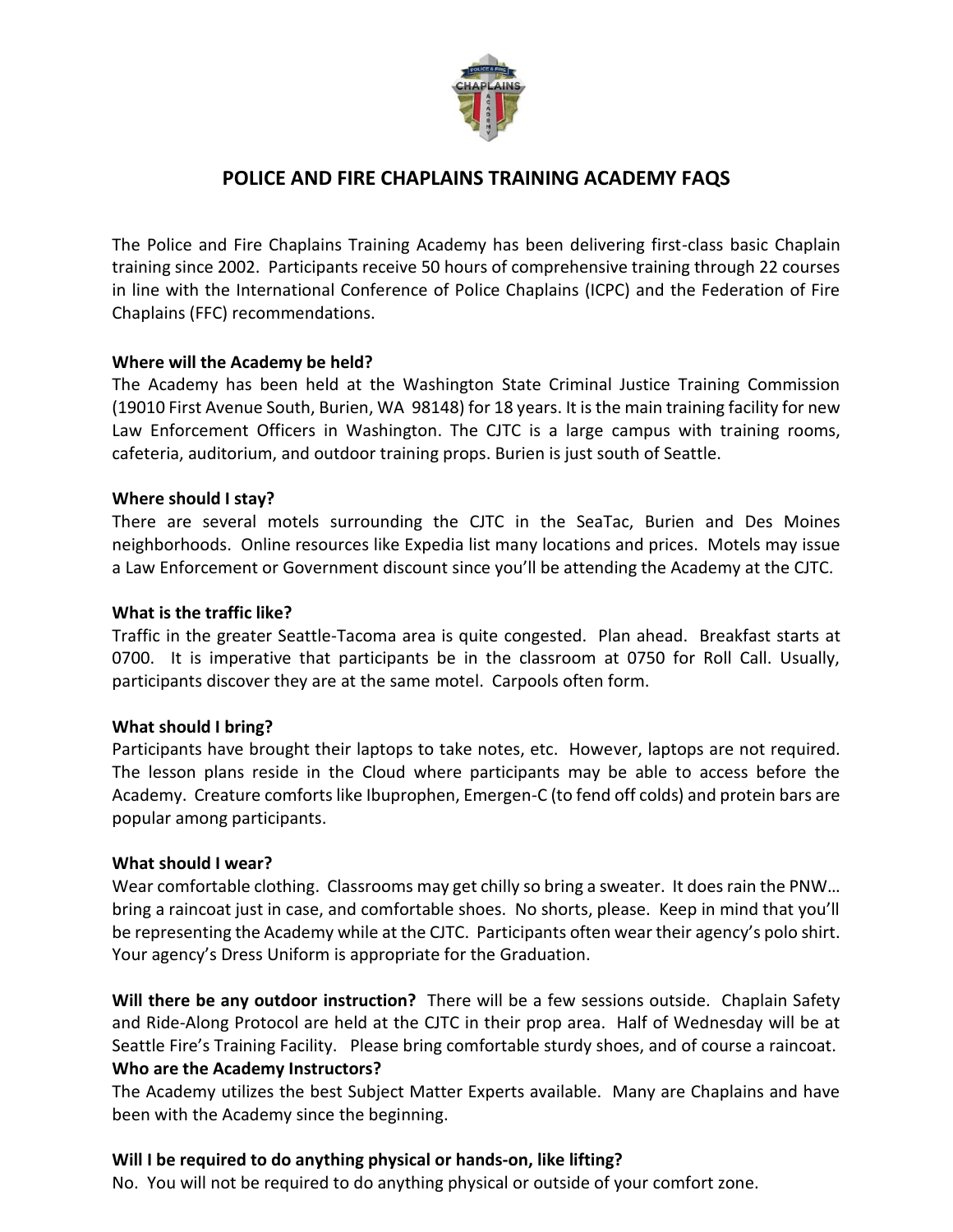# POLICE AND FIRE CHAPLAINS TRAINING ACADEMY FAQS

The Police and Fire Chaplains Training Academy has been delivering first-class basic Chaplain training since 2002. Participants receive 50 hours of comprehensive training through 22 courses in line with the International Conference of Police Chaplains (ICPC) and the Federation of Fire Chaplains (FFC) recommendations.

**Where will the Academy be held?**
The Academy has been held at the Washington State Criminal Justice Training Commission (19010 First Avenue South, Burien, WA 98148) for 18 years. It is the main training facility for new Law Enforcement Officers in Washington. The CJTC is a large campus with training rooms, cafeteria, auditorium, and outdoor training props. Burien is just south of Seattle.

**Where should I stay?**
There are several motels surrounding the CJTC in the SeaTac, Burien and Des Moines neighborhoods. Online resources like Expedia list many locations and prices. Motels may issue a Law Enforcement or Government discount since you'll be attending the Academy at the CJTC.

**What is the traffic like?**
Traffic in the greater Seattle-Tacoma area is quite congested. Plan ahead. Breakfast starts at 0700. It is imperative that participants be in the classroom at 0750 for Roll Call. Usually, participants discover they are at the same motel. Carpools often form.

**What should I bring?**
Participants have brought their laptops to take notes, etc. However, laptops are not required. The lesson plans reside in the Cloud where participants may be able to access before the Academy. Creature comforts like Ibuprophen, Emergen-C (to fend off colds) and protein bars are popular among participants.

**What should I wear?**
Wear comfortable clothing. Classrooms may get chilly so bring a sweater. It does rain the PNW… bring a raincoat just in case, and comfortable shoes. No shorts, please. Keep in mind that you'll be representing the Academy while at the CJTC. Participants often wear their agency's polo shirt. Your agency's Dress Uniform is appropriate for the Graduation.

**Will there be any outdoor instruction?** There will be a few sessions outside. Chaplain Safety and Ride-Along Protocol are held at the CJTC in their prop area. Half of Wednesday will be at Seattle Fire's Training Facility. Please bring comfortable sturdy shoes, and of course a raincoat.

**Who are the Academy Instructors?**
The Academy utilizes the best Subject Matter Experts available. Many are Chaplains and have been with the Academy since the beginning.

**Will I be required to do anything physical or hands-on, like lifting?**
No. You will not be required to do anything physical or outside of your comfort zone.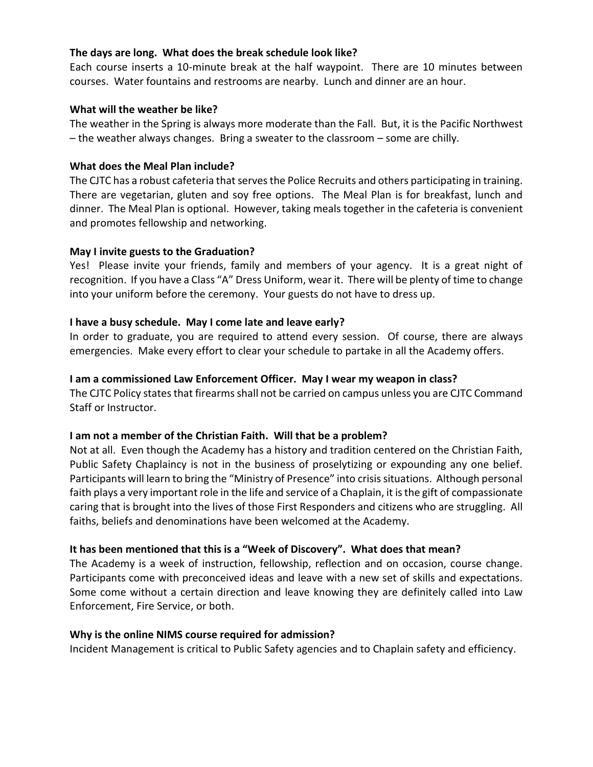**The days are long. What does the break schedule look like?**

Each course inserts a 10-minute break at the half waypoint. There are 10 minutes between courses. Water fountains and restrooms are nearby. Lunch and dinner are an hour.

**What will the weather be like?**

The weather in the Spring is always more moderate than the Fall. But, it is the Pacific Northwest – the weather always changes. Bring a sweater to the classroom – some are chilly.

**What does the Meal Plan include?**

The CJTC has a robust cafeteria that serves the Police Recruits and others participating in training. There are vegetarian, gluten and soy free options. The Meal Plan is for breakfast, lunch and dinner. The Meal Plan is optional. However, taking meals together in the cafeteria is convenient and promotes fellowship and networking.

**May I invite guests to the Graduation?**

Yes! Please invite your friends, family and members of your agency. It is a great night of recognition. If you have a Class "A" Dress Uniform, wear it. There will be plenty of time to change into your uniform before the ceremony. Your guests do not have to dress up.

**I have a busy schedule. May I come late and leave early?**

In order to graduate, you are required to attend every session. Of course, there are always emergencies. Make every effort to clear your schedule to partake in all the Academy offers.

**I am a commissioned Law Enforcement Officer. May I wear my weapon in class?**

The CJTC Policy states that firearms shall not be carried on campus unless you are CJTC Command Staff or Instructor.

**I am not a member of the Christian Faith. Will that be a problem?**

Not at all. Even though the Academy has a history and tradition centered on the Christian Faith, Public Safety Chaplaincy is not in the business of proselytizing or expounding any one belief. Participants will learn to bring the "Ministry of Presence" into crisis situations. Although personal faith plays a very important role in the life and service of a Chaplain, it is the gift of compassionate caring that is brought into the lives of those First Responders and citizens who are struggling. All faiths, beliefs and denominations have been welcomed at the Academy.

**It has been mentioned that this is a "Week of Discovery". What does that mean?**

The Academy is a week of instruction, fellowship, reflection and on occasion, course change. Participants come with preconceived ideas and leave with a new set of skills and expectations. Some come without a certain direction and leave knowing they are definitely called into Law Enforcement, Fire Service, or both.

**Why is the online NIMS course required for admission?**

Incident Management is critical to Public Safety agencies and to Chaplain safety and efficiency.